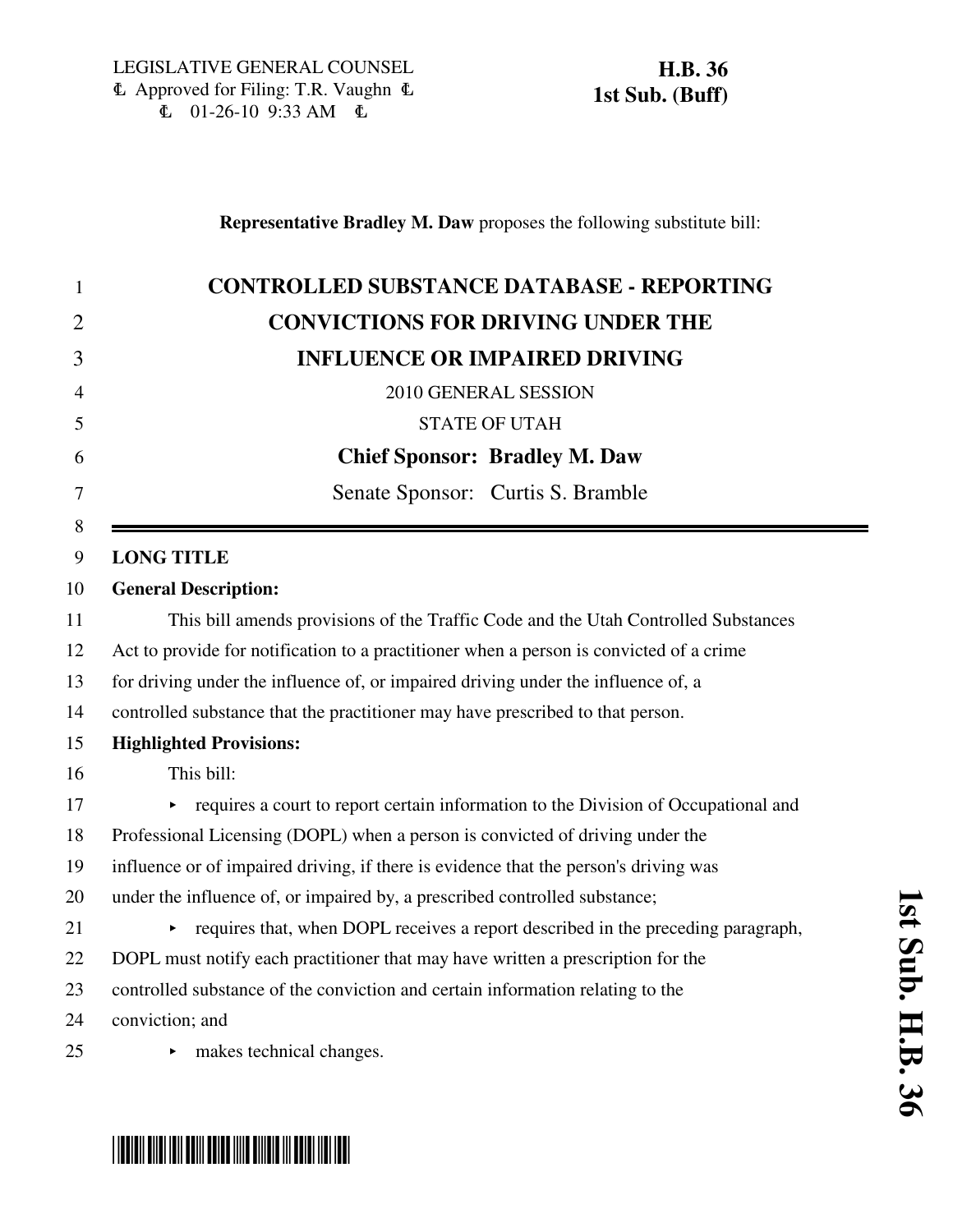LEGISLATIVE GENERAL COUNSEL
Ⓛ Approved for Filing: T.R. Vaughn Ⓛ
Ⓛ 01-26-10 9:33 AM Ⓛ

**H.B. 36**
**1st Sub. (Buff)**

**Representative Bradley M. Daw** proposes the following substitute bill:

# CONTROLLED SUBSTANCE DATABASE - REPORTING CONVICTIONS FOR DRIVING UNDER THE INFLUENCE OR IMPAIRED DRIVING

2010 GENERAL SESSION

STATE OF UTAH

**Chief Sponsor: Bradley M. Daw**

Senate Sponsor: Curtis S. Bramble

**LONG TITLE**

**General Description:**

This bill amends provisions of the Traffic Code and the Utah Controlled Substances Act to provide for notification to a practitioner when a person is convicted of a crime for driving under the influence of, or impaired driving under the influence of, a controlled substance that the practitioner may have prescribed to that person.

**Highlighted Provisions:**

This bill:

- requires a court to report certain information to the Division of Occupational and Professional Licensing (DOPL) when a person is convicted of driving under the influence or of impaired driving, if there is evidence that the person's driving was under the influence of, or impaired by, a prescribed controlled substance;
- requires that, when DOPL receives a report described in the preceding paragraph, DOPL must notify each practitioner that may have written a prescription for the controlled substance of the conviction and certain information relating to the conviction; and
- makes technical changes.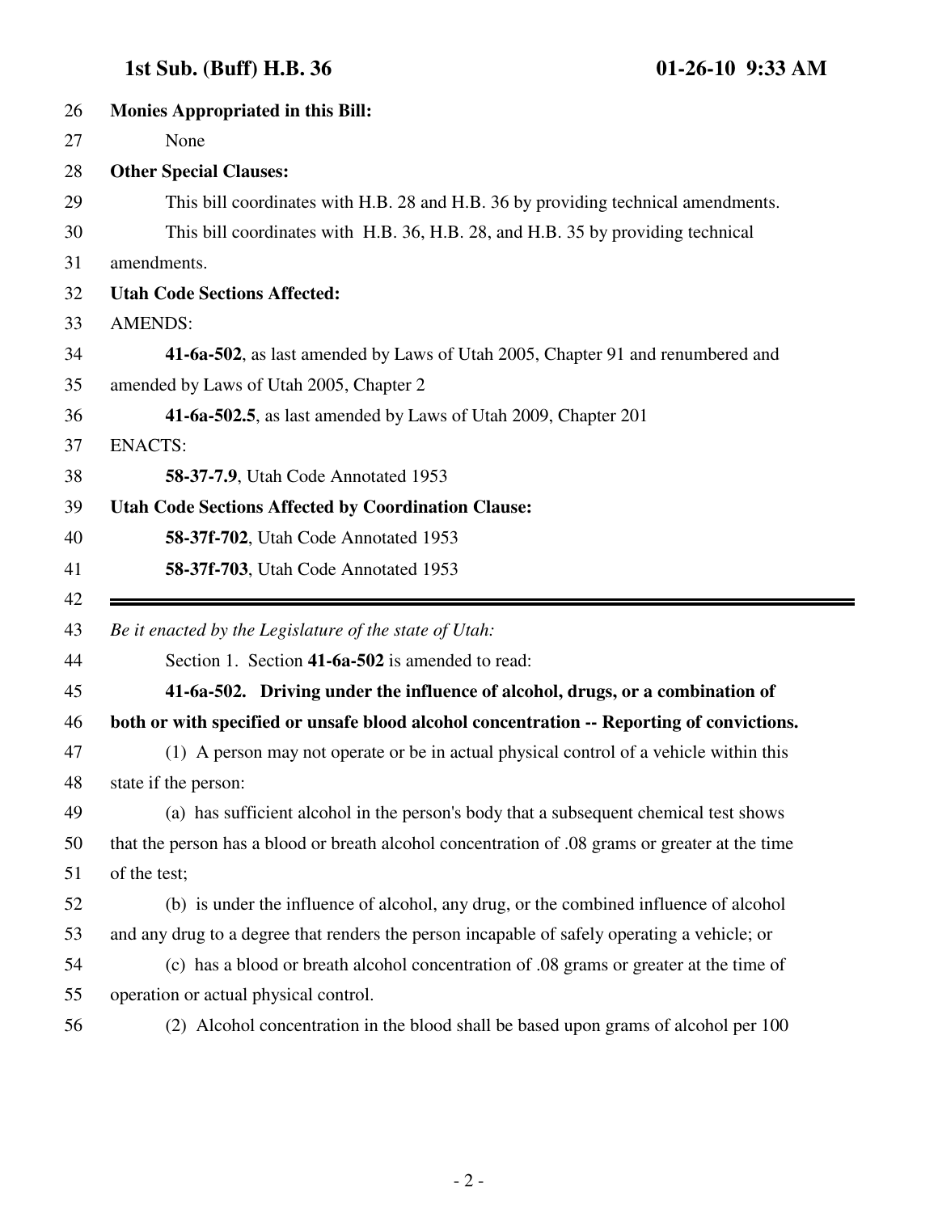**Monies Appropriated in this Bill:**

None

**Other Special Clauses:**

This bill coordinates with H.B. 28 and H.B. 36 by providing technical amendments.

This bill coordinates with H.B. 36, H.B. 28, and H.B. 35 by providing technical amendments.

**Utah Code Sections Affected:**

AMENDS:

**41-6a-502**, as last amended by Laws of Utah 2005, Chapter 91 and renumbered and amended by Laws of Utah 2005, Chapter 2

**41-6a-502.5**, as last amended by Laws of Utah 2009, Chapter 201

ENACTS:

**58-37-7.9**, Utah Code Annotated 1953

**Utah Code Sections Affected by Coordination Clause:**

**58-37f-702**, Utah Code Annotated 1953

**58-37f-703**, Utah Code Annotated 1953

---

*Be it enacted by the Legislature of the state of Utah:*

Section 1. Section **41-6a-502** is amended to read:

**41-6a-502. Driving under the influence of alcohol, drugs, or a combination of both or with specified or unsafe blood alcohol concentration -- Reporting of convictions.**

(1) A person may not operate or be in actual physical control of a vehicle within this state if the person:

(a) has sufficient alcohol in the person's body that a subsequent chemical test shows that the person has a blood or breath alcohol concentration of .08 grams or greater at the time of the test;

(b) is under the influence of alcohol, any drug, or the combined influence of alcohol and any drug to a degree that renders the person incapable of safely operating a vehicle; or

(c) has a blood or breath alcohol concentration of .08 grams or greater at the time of operation or actual physical control.

(2) Alcohol concentration in the blood shall be based upon grams of alcohol per 100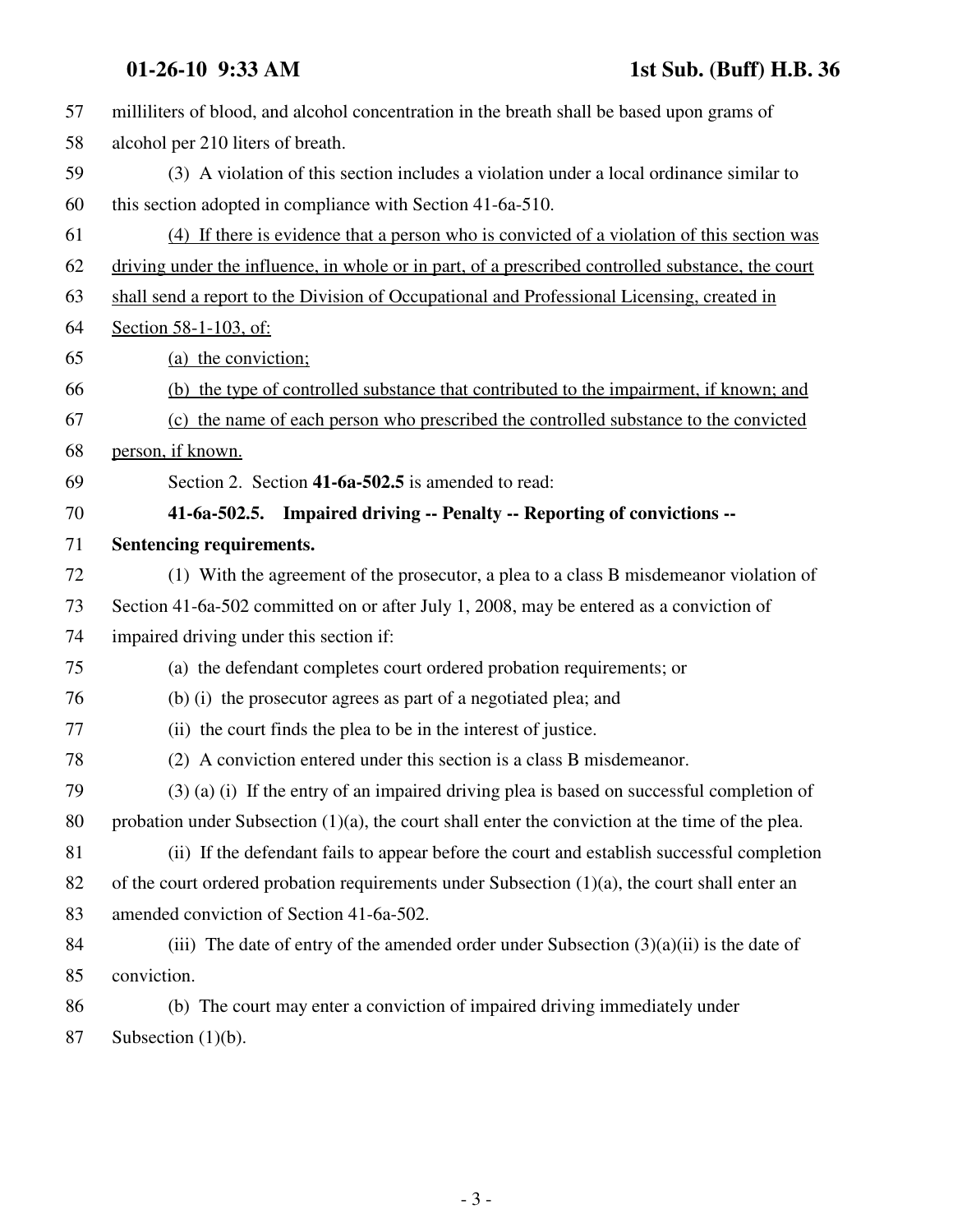milliliters of blood, and alcohol concentration in the breath shall be based upon grams of alcohol per 210 liters of breath.

(3) A violation of this section includes a violation under a local ordinance similar to this section adopted in compliance with Section 41-6a-510.

(4) If there is evidence that a person who is convicted of a violation of this section was driving under the influence, in whole or in part, of a prescribed controlled substance, the court shall send a report to the Division of Occupational and Professional Licensing, created in Section 58-1-103, of:

(a) the conviction;

(b) the type of controlled substance that contributed to the impairment, if known; and

(c) the name of each person who prescribed the controlled substance to the convicted person, if known.

Section 2. Section **41-6a-502.5** is amended to read:

**41-6a-502.5. Impaired driving -- Penalty -- Reporting of convictions -- Sentencing requirements.**

(1) With the agreement of the prosecutor, a plea to a class B misdemeanor violation of Section 41-6a-502 committed on or after July 1, 2008, may be entered as a conviction of impaired driving under this section if:

(a) the defendant completes court ordered probation requirements; or

(b) (i) the prosecutor agrees as part of a negotiated plea; and

(ii) the court finds the plea to be in the interest of justice.

(2) A conviction entered under this section is a class B misdemeanor.

(3) (a) (i) If the entry of an impaired driving plea is based on successful completion of probation under Subsection (1)(a), the court shall enter the conviction at the time of the plea.

(ii) If the defendant fails to appear before the court and establish successful completion of the court ordered probation requirements under Subsection (1)(a), the court shall enter an amended conviction of Section 41-6a-502.

(iii) The date of entry of the amended order under Subsection (3)(a)(ii) is the date of conviction.

(b) The court may enter a conviction of impaired driving immediately under Subsection (1)(b).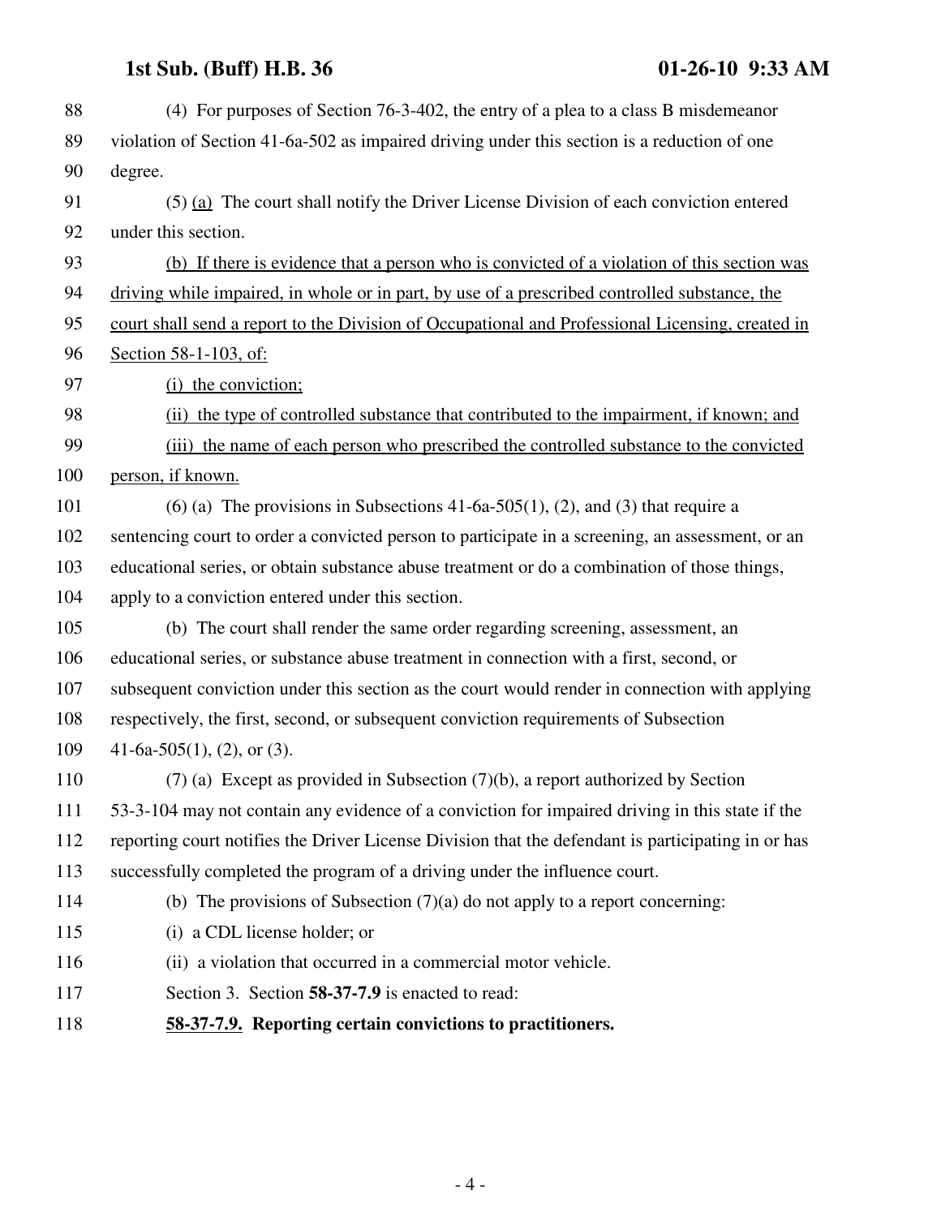(4) For purposes of Section 76-3-402, the entry of a plea to a class B misdemeanor violation of Section 41-6a-502 as impaired driving under this section is a reduction of one degree.

(5) <u>(a)</u> The court shall notify the Driver License Division of each conviction entered under this section.

<u>(b) If there is evidence that a person who is convicted of a violation of this section was driving while impaired, in whole or in part, by use of a prescribed controlled substance, the court shall send a report to the Division of Occupational and Professional Licensing, created in Section 58-1-103, of:</u>

<u>(i) the conviction;</u>

<u>(ii) the type of controlled substance that contributed to the impairment, if known; and</u>

<u>(iii) the name of each person who prescribed the controlled substance to the convicted person, if known.</u>

(6) (a) The provisions in Subsections 41-6a-505(1), (2), and (3) that require a sentencing court to order a convicted person to participate in a screening, an assessment, or an educational series, or obtain substance abuse treatment or do a combination of those things, apply to a conviction entered under this section.

(b) The court shall render the same order regarding screening, assessment, an educational series, or substance abuse treatment in connection with a first, second, or subsequent conviction under this section as the court would render in connection with applying respectively, the first, second, or subsequent conviction requirements of Subsection 41-6a-505(1), (2), or (3).

(7) (a) Except as provided in Subsection (7)(b), a report authorized by Section 53-3-104 may not contain any evidence of a conviction for impaired driving in this state if the reporting court notifies the Driver License Division that the defendant is participating in or has successfully completed the program of a driving under the influence court.

(b) The provisions of Subsection (7)(a) do not apply to a report concerning:

(i) a CDL license holder; or

(ii) a violation that occurred in a commercial motor vehicle.

Section 3. Section **58-37-7.9** is enacted to read:

**<u>58-37-7.9.</u> Reporting certain convictions to practitioners.**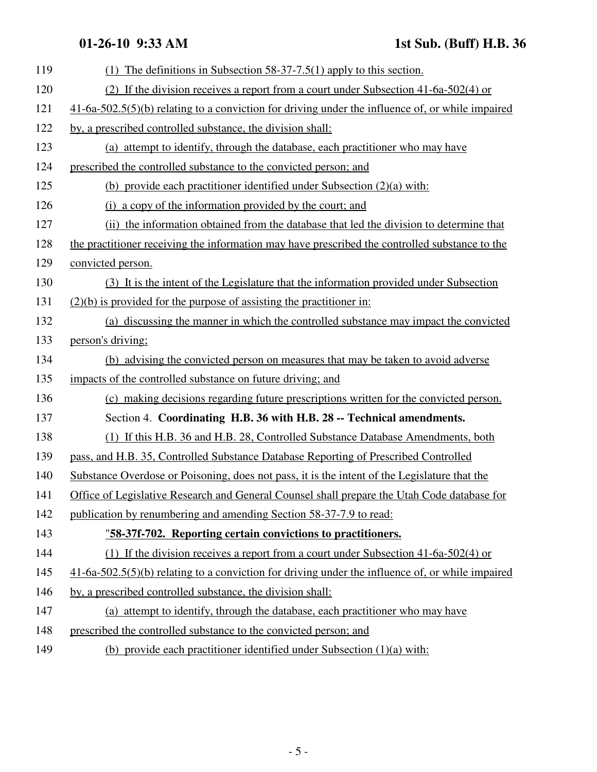(1) The definitions in Subsection 58-37-7.5(1) apply to this section.

(2) If the division receives a report from a court under Subsection 41-6a-502(4) or 41-6a-502.5(5)(b) relating to a conviction for driving under the influence of, or while impaired by, a prescribed controlled substance, the division shall:

(a) attempt to identify, through the database, each practitioner who may have prescribed the controlled substance to the convicted person; and

(b) provide each practitioner identified under Subsection (2)(a) with:

(i) a copy of the information provided by the court; and

(ii) the information obtained from the database that led the division to determine that the practitioner receiving the information may have prescribed the controlled substance to the convicted person.

(3) It is the intent of the Legislature that the information provided under Subsection (2)(b) is provided for the purpose of assisting the practitioner in:

(a) discussing the manner in which the controlled substance may impact the convicted person's driving;

(b) advising the convicted person on measures that may be taken to avoid adverse impacts of the controlled substance on future driving; and

(c) making decisions regarding future prescriptions written for the convicted person.

Section 4. **Coordinating H.B. 36 with H.B. 28 -- Technical amendments.**

(1) If this H.B. 36 and H.B. 28, Controlled Substance Database Amendments, both pass, and H.B. 35, Controlled Substance Database Reporting of Prescribed Controlled Substance Overdose or Poisoning, does not pass, it is the intent of the Legislature that the Office of Legislative Research and General Counsel shall prepare the Utah Code database for publication by renumbering and amending Section 58-37-7.9 to read:

"**58-37f-702. Reporting certain convictions to practitioners.**

(1) If the division receives a report from a court under Subsection 41-6a-502(4) or 41-6a-502.5(5)(b) relating to a conviction for driving under the influence of, or while impaired by, a prescribed controlled substance, the division shall:

(a) attempt to identify, through the database, each practitioner who may have prescribed the controlled substance to the convicted person; and

(b) provide each practitioner identified under Subsection (1)(a) with: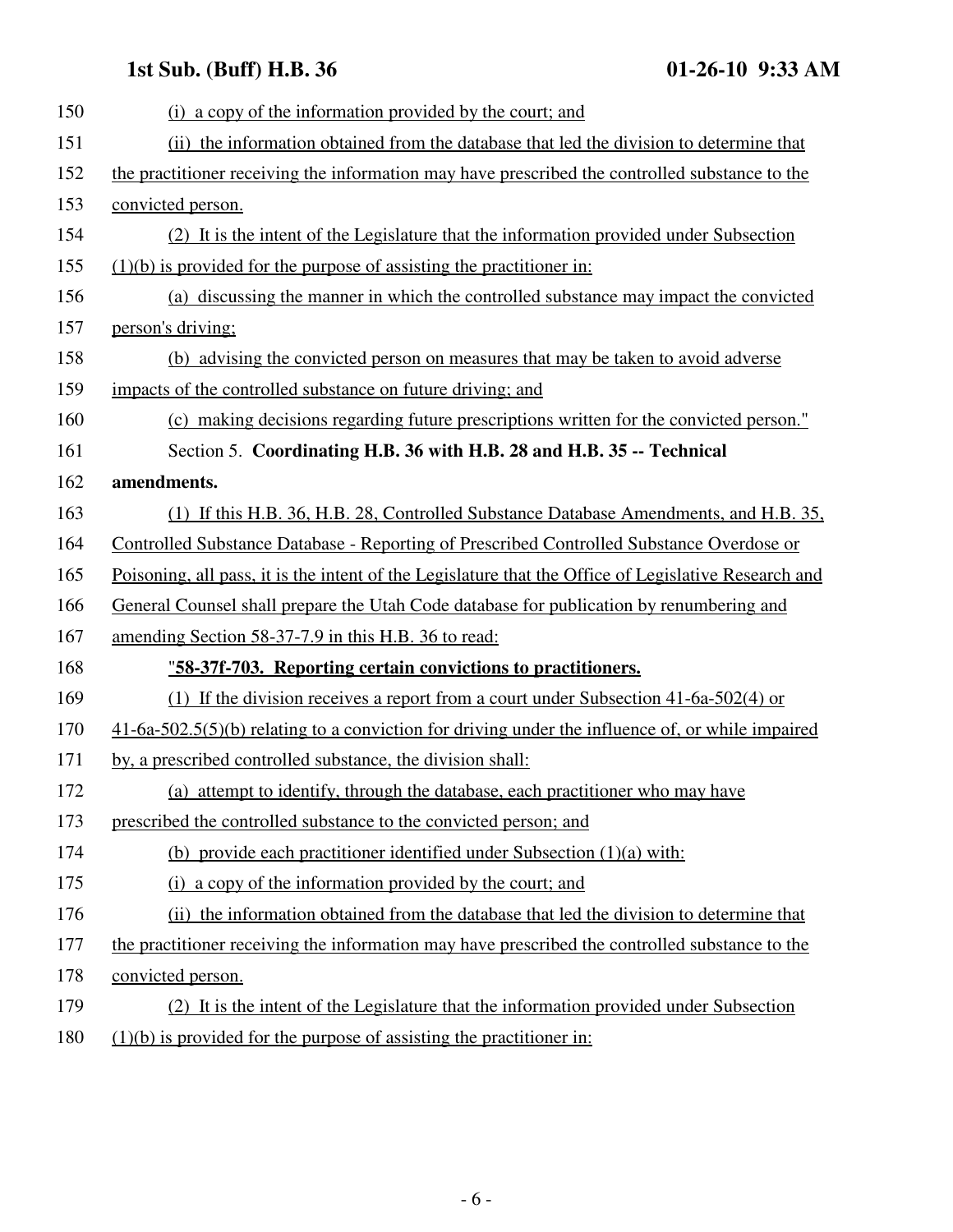150 (i) a copy of the information provided by the court; and

151 (ii) the information obtained from the database that led the division to determine that

152 the practitioner receiving the information may have prescribed the controlled substance to the

153 convicted person.

154 (2) It is the intent of the Legislature that the information provided under Subsection

155 (1)(b) is provided for the purpose of assisting the practitioner in:

156 (a) discussing the manner in which the controlled substance may impact the convicted

157 person's driving;

158 (b) advising the convicted person on measures that may be taken to avoid adverse

159 impacts of the controlled substance on future driving; and

160 (c) making decisions regarding future prescriptions written for the convicted person."

161 Section 5. **Coordinating H.B. 36 with H.B. 28 and H.B. 35 -- Technical**

162 **amendments.**

163 (1) If this H.B. 36, H.B. 28, Controlled Substance Database Amendments, and H.B. 35,

164 Controlled Substance Database - Reporting of Prescribed Controlled Substance Overdose or

165 Poisoning, all pass, it is the intent of the Legislature that the Office of Legislative Research and

166 General Counsel shall prepare the Utah Code database for publication by renumbering and

167 amending Section 58-37-7.9 in this H.B. 36 to read:

168 "**58-37f-703. Reporting certain convictions to practitioners.**

169 (1) If the division receives a report from a court under Subsection 41-6a-502(4) or

170 41-6a-502.5(5)(b) relating to a conviction for driving under the influence of, or while impaired

171 by, a prescribed controlled substance, the division shall:

172 (a) attempt to identify, through the database, each practitioner who may have

173 prescribed the controlled substance to the convicted person; and

174 (b) provide each practitioner identified under Subsection (1)(a) with:

175 (i) a copy of the information provided by the court; and

176 (ii) the information obtained from the database that led the division to determine that

177 the practitioner receiving the information may have prescribed the controlled substance to the

178 convicted person.

179 (2) It is the intent of the Legislature that the information provided under Subsection

180 (1)(b) is provided for the purpose of assisting the practitioner in: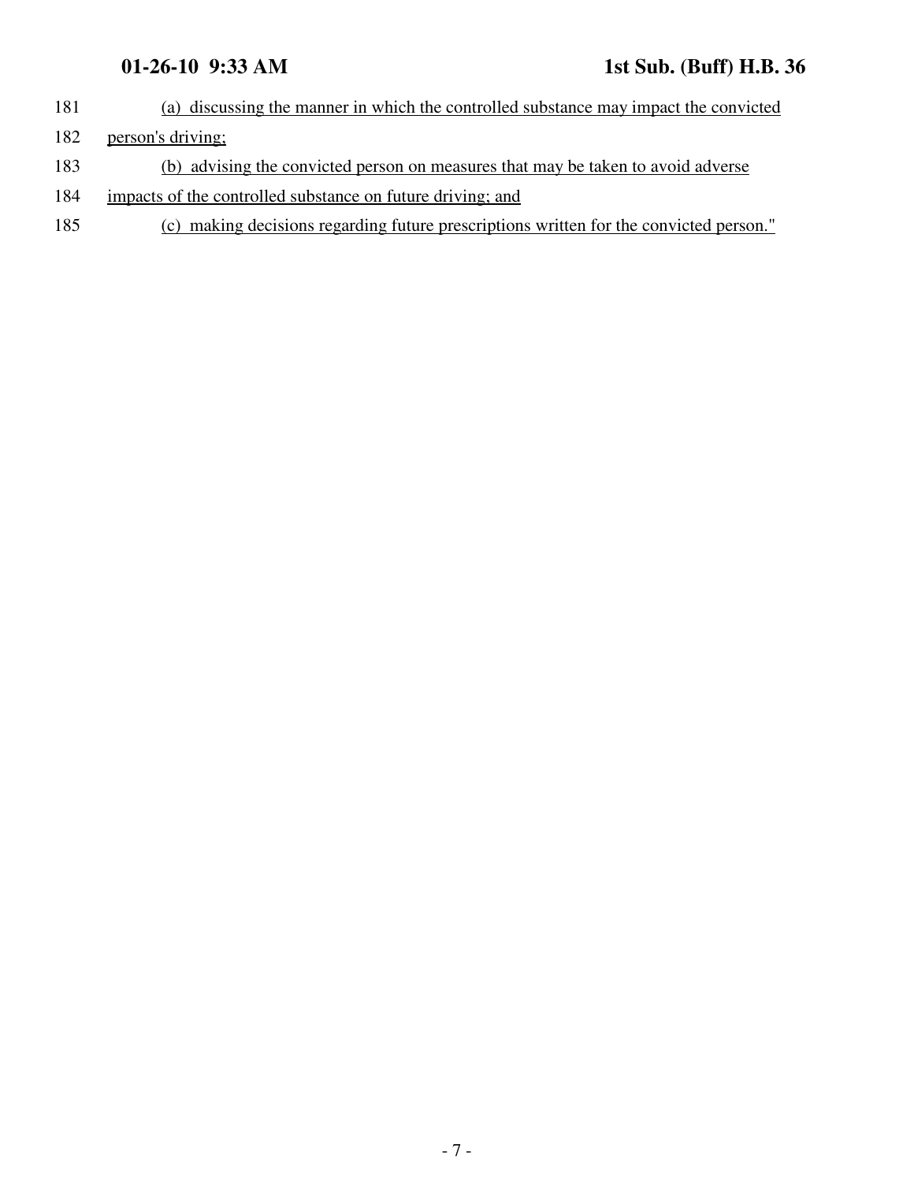181 (a) discussing the manner in which the controlled substance may impact the convicted
182 person's driving;
183 (b) advising the convicted person on measures that may be taken to avoid adverse
184 impacts of the controlled substance on future driving; and
185 (c) making decisions regarding future prescriptions written for the convicted person."